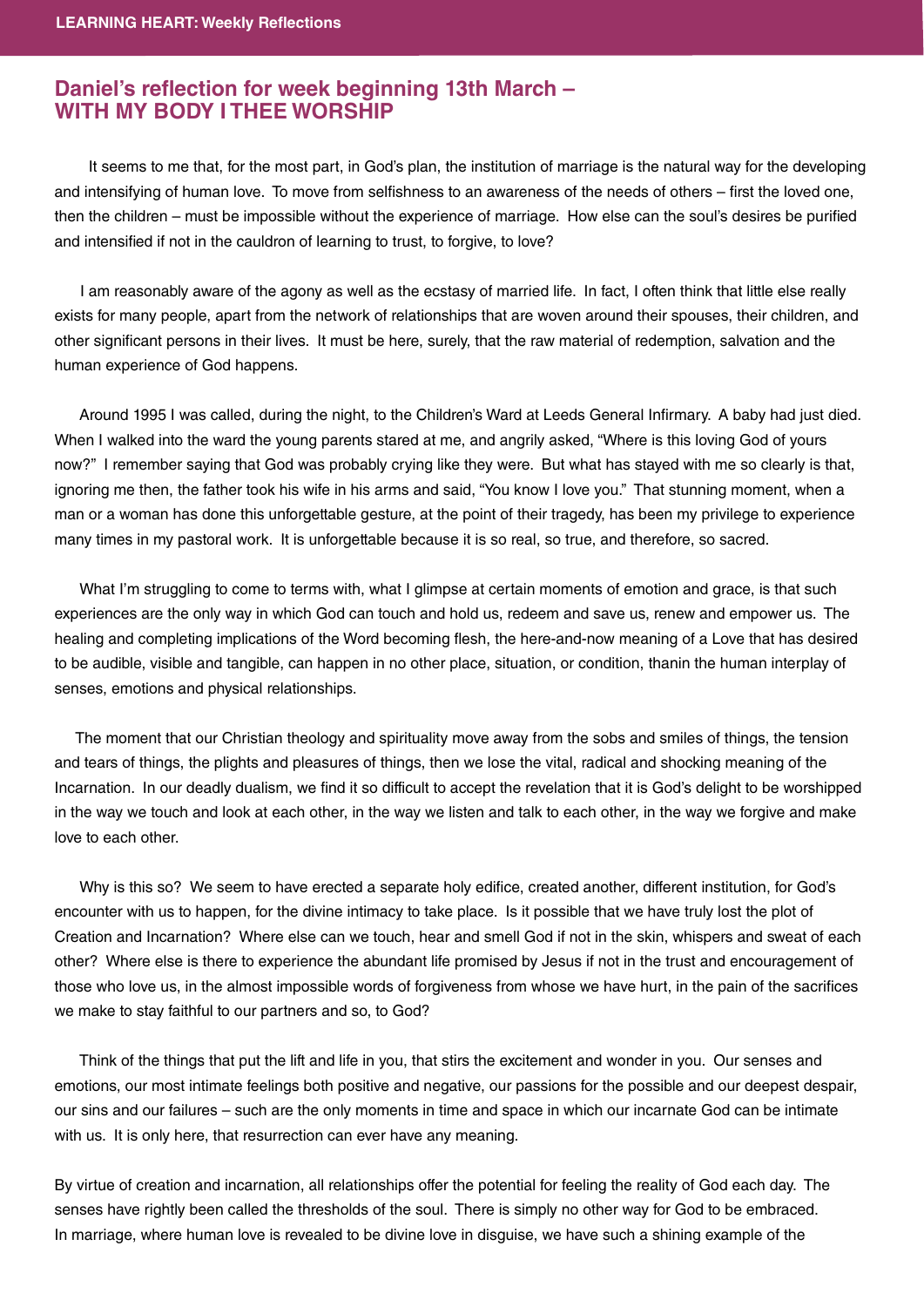## Daniel's reflection for week beginning 13th March – WITH MY BODY I THEE WORSHIP

It seems to me that, for the most part, in God's plan, the institution of marriage is the natural way for the developing and intensifying of human love. To move from selfishness to an awareness of the needs of others – first the loved one, then the children – must be impossible without the experience of marriage. How else can the soul's desires be purified and intensified if not in the cauldron of learning to trust, to forgive, to love?

I am reasonably aware of the agony as well as the ecstasy of married life. In fact, I often think that little else really exists for many people, apart from the network of relationships that are woven around their spouses, their children, and other significant persons in their lives. It must be here, surely, that the raw material of redemption, salvation and the human experience of God happens.

Around 1995 I was called, during the night, to the Children's Ward at Leeds General Infirmary. A baby had just died. When I walked into the ward the young parents stared at me, and angrily asked, "Where is this loving God of yours now?" I remember saying that God was probably crying like they were. But what has stayed with me so clearly is that, ignoring me then, the father took his wife in his arms and said, "You know I love you." That stunning moment, when a man or a woman has done this unforgettable gesture, at the point of their tragedy, has been my privilege to experience many times in my pastoral work. It is unforgettable because it is so real, so true, and therefore, so sacred.

What I'm struggling to come to terms with, what I glimpse at certain moments of emotion and grace, is that such experiences are the only way in which God can touch and hold us, redeem and save us, renew and empower us. The healing and completing implications of the Word becoming flesh, the here-and-now meaning of a Love that has desired to be audible, visible and tangible, can happen in no other place, situation, or condition, thanin the human interplay of senses, emotions and physical relationships.

The moment that our Christian theology and spirituality move away from the sobs and smiles of things, the tension and tears of things, the plights and pleasures of things, then we lose the vital, radical and shocking meaning of the Incarnation. In our deadly dualism, we find it so difficult to accept the revelation that it is God's delight to be worshipped in the way we touch and look at each other, in the way we listen and talk to each other, in the way we forgive and make love to each other.

Why is this so? We seem to have erected a separate holy edifice, created another, different institution, for God's encounter with us to happen, for the divine intimacy to take place. Is it possible that we have truly lost the plot of Creation and Incarnation? Where else can we touch, hear and smell God if not in the skin, whispers and sweat of each other? Where else is there to experience the abundant life promised by Jesus if not in the trust and encouragement of those who love us, in the almost impossible words of forgiveness from whose we have hurt, in the pain of the sacrifices we make to stay faithful to our partners and so, to God?

Think of the things that put the lift and life in you, that stirs the excitement and wonder in you. Our senses and emotions, our most intimate feelings both positive and negative, our passions for the possible and our deepest despair, our sins and our failures – such are the only moments in time and space in which our incarnate God can be intimate with us. It is only here, that resurrection can ever have any meaning.

By virtue of creation and incarnation, all relationships offer the potential for feeling the reality of God each day. The senses have rightly been called the thresholds of the soul. There is simply no other way for God to be embraced. In marriage, where human love is revealed to be divine love in disguise, we have such a shining example of the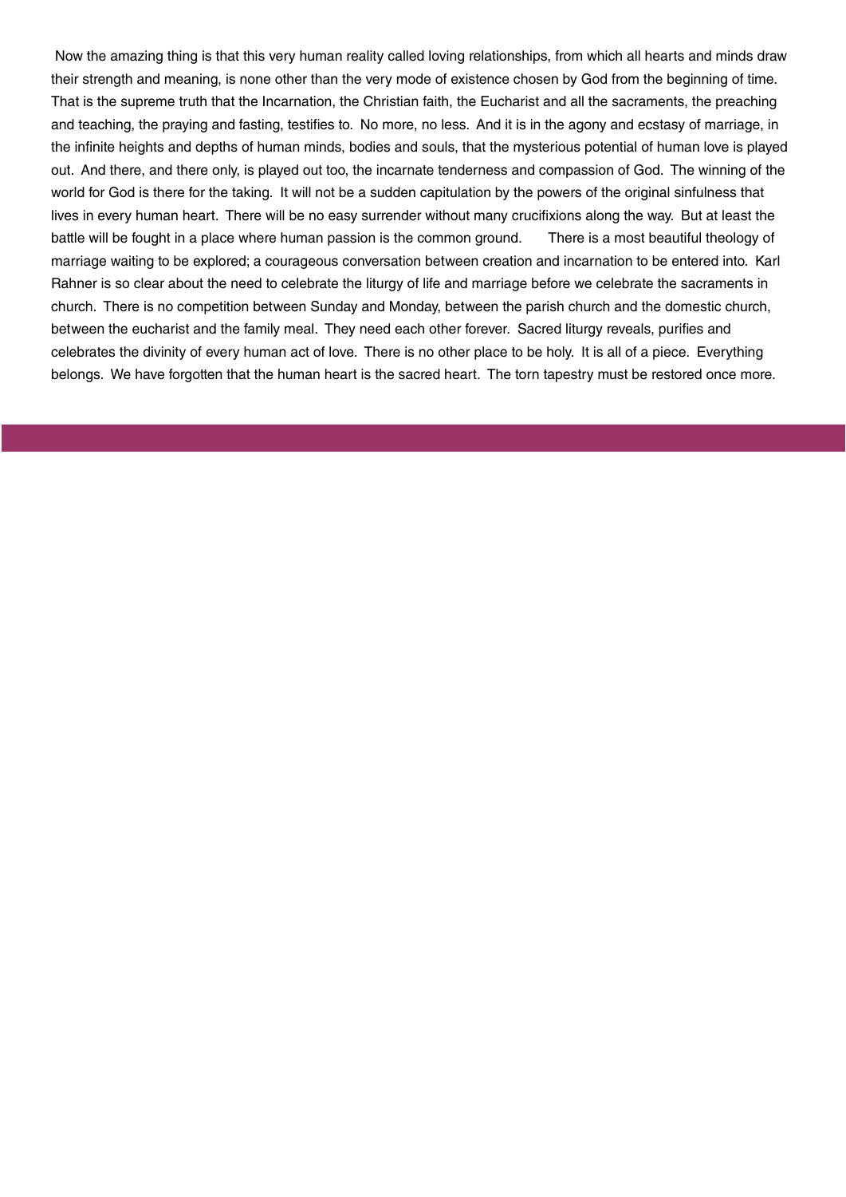Now the amazing thing is that this very human reality called loving relationships, from which all hearts and minds draw their strength and meaning, is none other than the very mode of existence chosen by God from the beginning of time. That is the supreme truth that the Incarnation, the Christian faith, the Eucharist and all the sacraments, the preaching and teaching, the praying and fasting, testifies to. No more, no less. And it is in the agony and ecstasy of marriage, in the infinite heights and depths of human minds, bodies and souls, that the mysterious potential of human love is played out. And there, and there only, is played out too, the incarnate tenderness and compassion of God. The winning of the world for God is there for the taking. It will not be a sudden capitulation by the powers of the original sinfulness that lives in every human heart. There will be no easy surrender without many crucifixions along the way. But at least the battle will be fought in a place where human passion is the common ground. There is a most beautiful theology of marriage waiting to be explored; a courageous conversation between creation and incarnation to be entered into. Karl Rahner is so clear about the need to celebrate the liturgy of life and marriage before we celebrate the sacraments in church. There is no competition between Sunday and Monday, between the parish church and the domestic church, between the eucharist and the family meal. They need each other forever. Sacred liturgy reveals, purifies and celebrates the divinity of every human act of love. There is no other place to be holy. It is all of a piece. Everything belongs. We have forgotten that the human heart is the sacred heart. The torn tapestry must be restored once more.